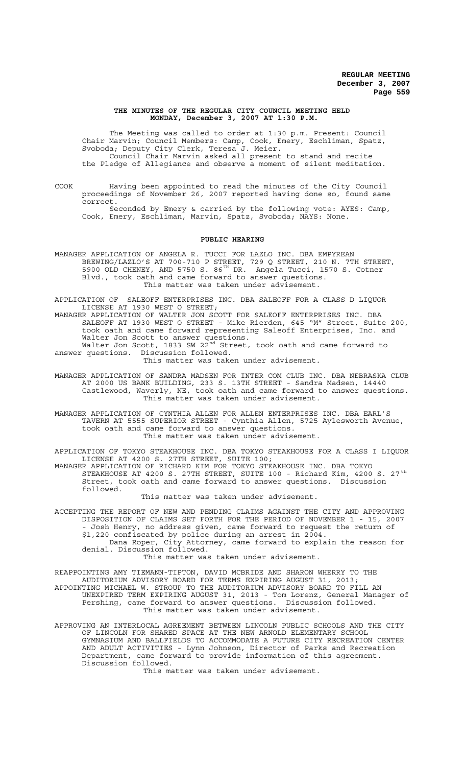## THE MINUTES OF THE REGULAR CITY COUNCIL MEETING HELD MONDAY, December 3, 2007 AT 1:30 P.M.

The Meeting was called to order at 1:30 p.m. Present: Council Chair Marvin; Council Members: Camp, Cook, Emery, Eschliman, Spatz, Svoboda; Deputy City Clerk, Teresa J. Meier.

Council Chair Marvin asked all present to stand and recite the Pledge of Allegiance and observe a moment of silent meditation.

COOK Having been appointed to read the minutes of the City Council proceedings of November 26, 2007 reported having done so, found same correct.

Seconded by Emery & carried by the following vote: AYES: Camp, Cook, Emery, Eschliman, Marvin, Spatz, Svoboda; NAYS: None.

## PUBLIC HEARING

MANAGER APPLICATION OF ANGELA R. TUCCI FOR LAZLO INC. DBA EMPYREAN BREWING/LAZLO'S AT 700-710 P STREET, 729 Q STREET, 210 N. 7TH STREET, 5900 OLD CHENEY, AND 5750 S. 86TH DR. Angela Tucci, 1570 S. Cotner Blvd., took oath and came forward to answer questions.

This matter was taken under advisement.

APPLICATION OF SALEOFF ENTERPRISES INC. DBA SALEOFF FOR A CLASS D LIQUOR LICENSE AT 1930 WEST O STREET;

MANAGER APPLICATION OF WALTER JON SCOTT FOR SALEOFF ENTERPRISES INC. DBA SALEOFF AT 1930 WEST O STREET - Mike Rierden, 645 "M" Street, Suite 200, took oath and came forward representing Saleoff Enterprises, Inc. and Walter Jon Scott to answer questions.

Walter Jon Scott, 1833 SW 22nd Street, took oath and came forward to answer questions. Discussion followed.

This matter was taken under advisement.

MANAGER APPLICATION OF SANDRA MADSEN FOR INTER COM CLUB INC. DBA NEBRASKA CLUB AT 2000 US BANK BUILDING, 233 S. 13TH STREET - Sandra Madsen, 14440 Castlewood, Waverly, NE, took oath and came forward to answer questions.

This matter was taken under advisement.

MANAGER APPLICATION OF CYNTHIA ALLEN FOR ALLEN ENTERPRISES INC. DBA EARL'S TAVERN AT 5555 SUPERIOR STREET - Cynthia Allen, 5725 Aylesworth Avenue, took oath and came forward to answer questions.

This matter was taken under advisement.

APPLICATION OF TOKYO STEAKHOUSE INC. DBA TOKYO STEAKHOUSE FOR A CLASS I LIQUOR LICENSE AT 4200 S. 27TH STREET, SUITE 100;

MANAGER APPLICATION OF RICHARD KIM FOR TOKYO STEAKHOUSE INC. DBA TOKYO STEAKHOUSE AT 4200 S. 27TH STREET, SUITE 100 - Richard Kim, 4200 S. 27th Street, took oath and came forward to answer questions. Discussion followed.

This matter was taken under advisement.

ACCEPTING THE REPORT OF NEW AND PENDING CLAIMS AGAINST THE CITY AND APPROVING DISPOSITION OF CLAIMS SET FORTH FOR THE PERIOD OF NOVEMBER 1 - 15, 2007 - Josh Henry, no address given, came forward to request the return of $1,220 confiscated by police during an arrest in 2004.

Dana Roper, City Attorney, came forward to explain the reason for denial. Discussion followed.

This matter was taken under advisement.

REAPPOINTING AMY TIEMANN-TIPTON, DAVID MCBRIDE AND SHARON WHERRY TO THE AUDITORIUM ADVISORY BOARD FOR TERMS EXPIRING AUGUST 31, 2013;

APPOINTING MICHAEL W. STROUP TO THE AUDITORIUM ADVISORY BOARD TO FILL AN UNEXPIRED TERM EXPIRING AUGUST 31, 2013 - Tom Lorenz, General Manager of Pershing, came forward to answer questions. Discussion followed.

This matter was taken under advisement.

APPROVING AN INTERLOCAL AGREEMENT BETWEEN LINCOLN PUBLIC SCHOOLS AND THE CITY OF LINCOLN FOR SHARED SPACE AT THE NEW ARNOLD ELEMENTARY SCHOOL GYMNASIUM AND BALLFIELDS TO ACCOMMODATE A FUTURE CITY RECREATION CENTER AND ADULT ACTIVITIES - Lynn Johnson, Director of Parks and Recreation Department, came forward to provide information of this agreement. Discussion followed.

This matter was taken under advisement.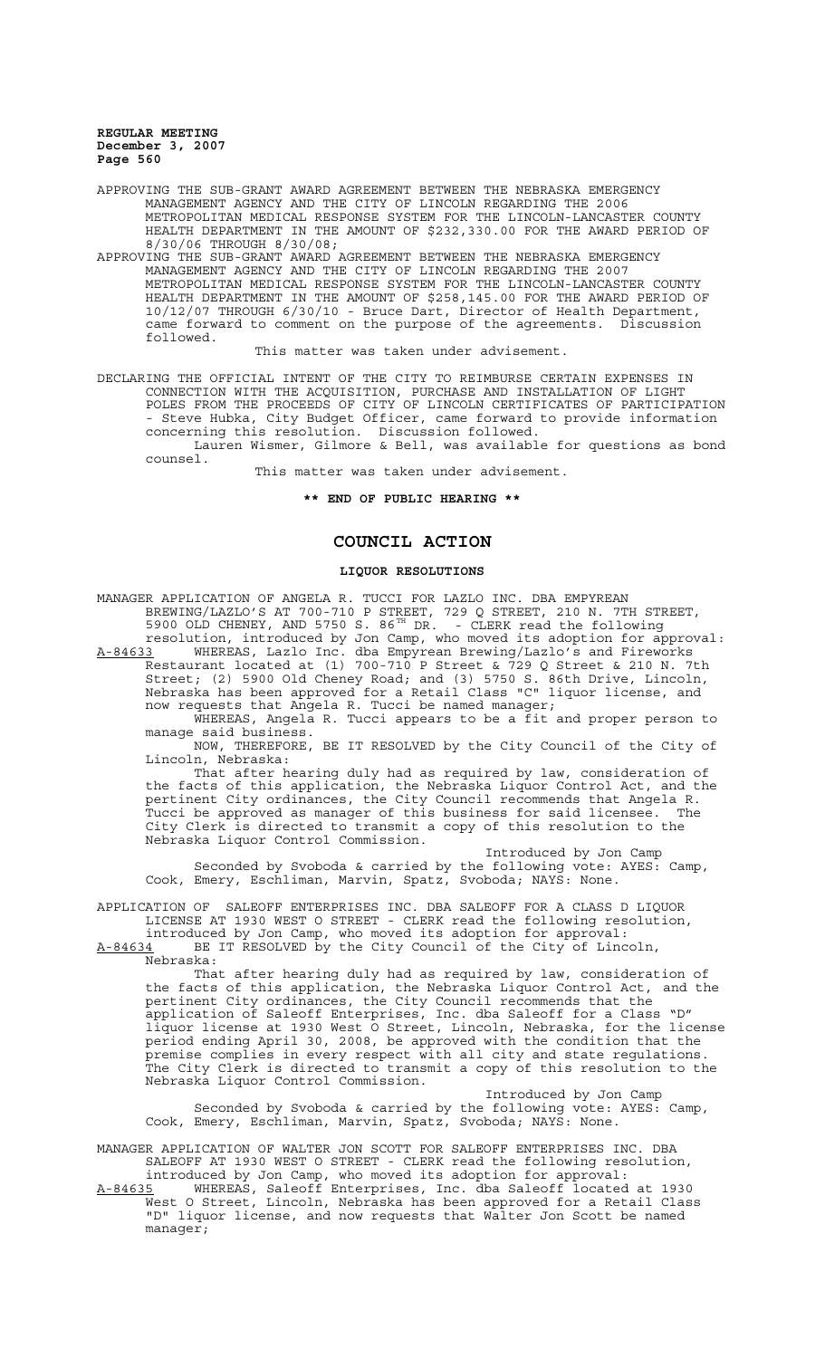APPROVING THE SUB-GRANT AWARD AGREEMENT BETWEEN THE NEBRASKA EMERGENCY MANAGEMENT AGENCY AND THE CITY OF LINCOLN REGARDING THE 2006 METROPOLITAN MEDICAL RESPONSE SYSTEM FOR THE LINCOLN-LANCASTER COUNTY HEALTH DEPARTMENT IN THE AMOUNT OF $232,330.00 FOR THE AWARD PERIOD OF 8/30/06 THROUGH 8/30/08;

APPROVING THE SUB-GRANT AWARD AGREEMENT BETWEEN THE NEBRASKA EMERGENCY MANAGEMENT AGENCY AND THE CITY OF LINCOLN REGARDING THE 2007 METROPOLITAN MEDICAL RESPONSE SYSTEM FOR THE LINCOLN-LANCASTER COUNTY HEALTH DEPARTMENT IN THE AMOUNT OF $258,145.00 FOR THE AWARD PERIOD OF 10/12/07 THROUGH 6/30/10 - Bruce Dart, Director of Health Department, came forward to comment on the purpose of the agreements. Discussion followed.

This matter was taken under advisement.

DECLARING THE OFFICIAL INTENT OF THE CITY TO REIMBURSE CERTAIN EXPENSES IN CONNECTION WITH THE ACQUISITION, PURCHASE AND INSTALLATION OF LIGHT POLES FROM THE PROCEEDS OF CITY OF LINCOLN CERTIFICATES OF PARTICIPATION - Steve Hubka, City Budget Officer, came forward to provide information concerning this resolution. Discussion followed.

Lauren Wismer, Gilmore & Bell, was available for questions as bond counsel.

This matter was taken under advisement.

**\*\* END OF PUBLIC HEARING \*\***

## COUNCIL ACTION

### LIQUOR RESOLUTIONS

MANAGER APPLICATION OF ANGELA R. TUCCI FOR LAZLO INC. DBA EMPYREAN BREWING/LAZLO'S AT 700-710 P STREET, 729 Q STREET, 210 N. 7TH STREET, 5900 OLD CHENEY, AND 5750 S. 86TH DR. - CLERK read the following resolution, introduced by Jon Camp, who moved its adoption for approval:

A-84633 WHEREAS, Lazlo Inc. dba Empyrean Brewing/Lazlo's and Fireworks Restaurant located at (1) 700-710 P Street & 729 Q Street & 210 N. 7th Street; (2) 5900 Old Cheney Road; and (3) 5750 S. 86th Drive, Lincoln, Nebraska has been approved for a Retail Class "C" liquor license, and now requests that Angela R. Tucci be named manager;

WHEREAS, Angela R. Tucci appears to be a fit and proper person to manage said business.

NOW, THEREFORE, BE IT RESOLVED by the City Council of the City of Lincoln, Nebraska:

That after hearing duly had as required by law, consideration of the facts of this application, the Nebraska Liquor Control Act, and the pertinent City ordinances, the City Council recommends that Angela R. Tucci be approved as manager of this business for said licensee. The City Clerk is directed to transmit a copy of this resolution to the Nebraska Liquor Control Commission.

Introduced by Jon Camp

Seconded by Svoboda & carried by the following vote: AYES: Camp, Cook, Emery, Eschliman, Marvin, Spatz, Svoboda; NAYS: None.

APPLICATION OF SALEOFF ENTERPRISES INC. DBA SALEOFF FOR A CLASS D LIQUOR LICENSE AT 1930 WEST O STREET - CLERK read the following resolution, introduced by Jon Camp, who moved its adoption for approval:

A-84634 BE IT RESOLVED by the City Council of the City of Lincoln, Nebraska:

That after hearing duly had as required by law, consideration of the facts of this application, the Nebraska Liquor Control Act, and the pertinent City ordinances, the City Council recommends that the application of Saleoff Enterprises, Inc. dba Saleoff for a Class "D" liquor license at 1930 West O Street, Lincoln, Nebraska, for the license period ending April 30, 2008, be approved with the condition that the premise complies in every respect with all city and state regulations. The City Clerk is directed to transmit a copy of this resolution to the Nebraska Liquor Control Commission.

Introduced by Jon Camp

Seconded by Svoboda & carried by the following vote: AYES: Camp, Cook, Emery, Eschliman, Marvin, Spatz, Svoboda; NAYS: None.

MANAGER APPLICATION OF WALTER JON SCOTT FOR SALEOFF ENTERPRISES INC. DBA SALEOFF AT 1930 WEST O STREET - CLERK read the following resolution, introduced by Jon Camp, who moved its adoption for approval:

A-84635 WHEREAS, Saleoff Enterprises, Inc. dba Saleoff located at 1930 West O Street, Lincoln, Nebraska has been approved for a Retail Class "D" liquor license, and now requests that Walter Jon Scott be named manager;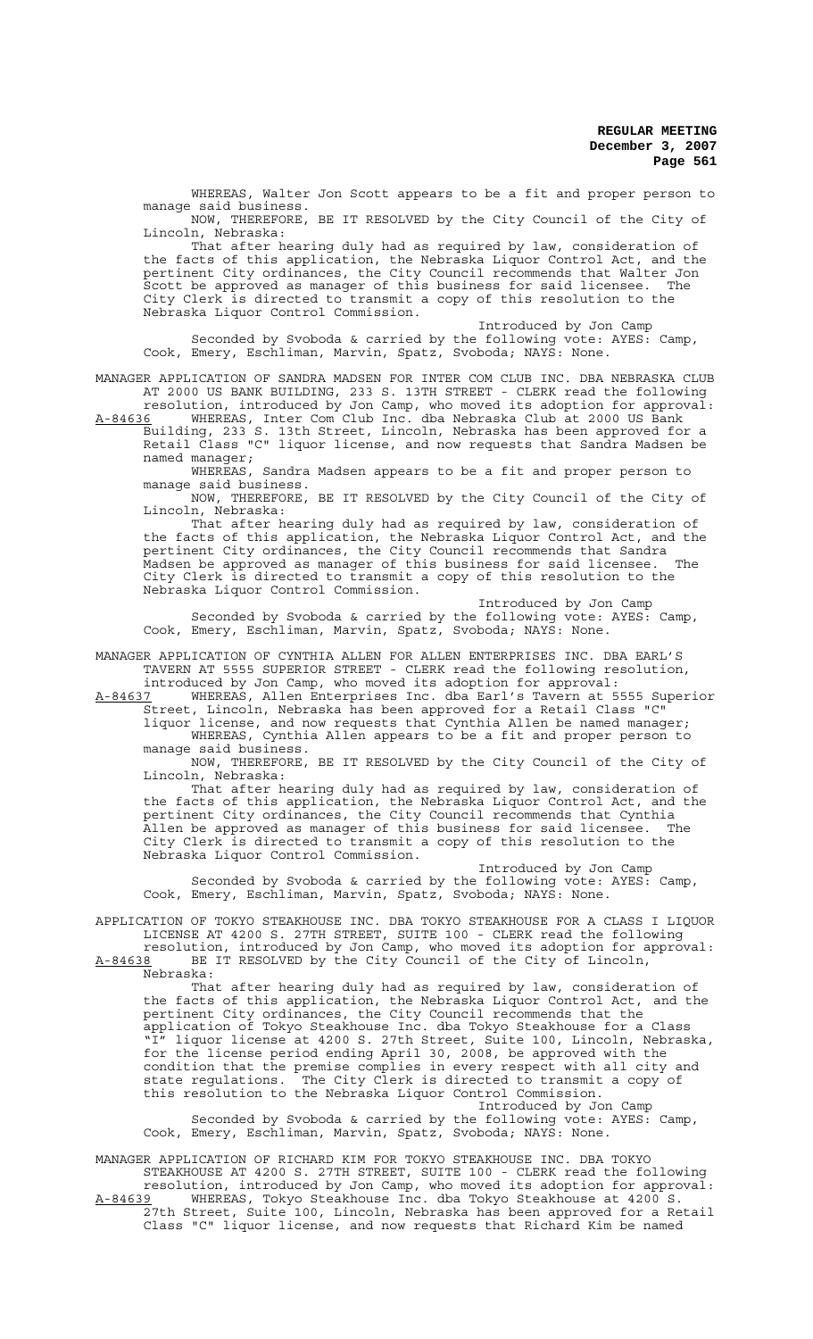WHEREAS, Walter Jon Scott appears to be a fit and proper person to manage said business.

NOW, THEREFORE, BE IT RESOLVED by the City Council of the City of Lincoln, Nebraska:

That after hearing duly had as required by law, consideration of the facts of this application, the Nebraska Liquor Control Act, and the pertinent City ordinances, the City Council recommends that Walter Jon Scott be approved as manager of this business for said licensee. The City Clerk is directed to transmit a copy of this resolution to the Nebraska Liquor Control Commission.

Introduced by Jon Camp

Seconded by Svoboda & carried by the following vote: AYES: Camp, Cook, Emery, Eschliman, Marvin, Spatz, Svoboda; NAYS: None.

MANAGER APPLICATION OF SANDRA MADSEN FOR INTER COM CLUB INC. DBA NEBRASKA CLUB AT 2000 US BANK BUILDING, 233 S. 13TH STREET - CLERK read the following resolution, introduced by Jon Camp, who moved its adoption for approval:

A-84636 WHEREAS, Inter Com Club Inc. dba Nebraska Club at 2000 US Bank Building, 233 S. 13th Street, Lincoln, Nebraska has been approved for a Retail Class "C" liquor license, and now requests that Sandra Madsen be named manager;

WHEREAS, Sandra Madsen appears to be a fit and proper person to manage said business.

NOW, THEREFORE, BE IT RESOLVED by the City Council of the City of Lincoln, Nebraska:

That after hearing duly had as required by law, consideration of the facts of this application, the Nebraska Liquor Control Act, and the pertinent City ordinances, the City Council recommends that Sandra Madsen be approved as manager of this business for said licensee. The City Clerk is directed to transmit a copy of this resolution to the Nebraska Liquor Control Commission.

Introduced by Jon Camp

Seconded by Svoboda & carried by the following vote: AYES: Camp, Cook, Emery, Eschliman, Marvin, Spatz, Svoboda; NAYS: None.

MANAGER APPLICATION OF CYNTHIA ALLEN FOR ALLEN ENTERPRISES INC. DBA EARL'S TAVERN AT 5555 SUPERIOR STREET - CLERK read the following resolution, introduced by Jon Camp, who moved its adoption for approval:

A-84637 WHEREAS, Allen Enterprises Inc. dba Earl's Tavern at 5555 Superior Street, Lincoln, Nebraska has been approved for a Retail Class "C" liquor license, and now requests that Cynthia Allen be named manager;

WHEREAS, Cynthia Allen appears to be a fit and proper person to manage said business.

NOW, THEREFORE, BE IT RESOLVED by the City Council of the City of Lincoln, Nebraska:

That after hearing duly had as required by law, consideration of the facts of this application, the Nebraska Liquor Control Act, and the pertinent City ordinances, the City Council recommends that Cynthia Allen be approved as manager of this business for said licensee. The City Clerk is directed to transmit a copy of this resolution to the Nebraska Liquor Control Commission.

Introduced by Jon Camp

Seconded by Svoboda & carried by the following vote: AYES: Camp, Cook, Emery, Eschliman, Marvin, Spatz, Svoboda; NAYS: None.

APPLICATION OF TOKYO STEAKHOUSE INC. DBA TOKYO STEAKHOUSE FOR A CLASS I LIQUOR LICENSE AT 4200 S. 27TH STREET, SUITE 100 - CLERK read the following resolution, introduced by Jon Camp, who moved its adoption for approval:

A-84638 BE IT RESOLVED by the City Council of the City of Lincoln, Nebraska:

That after hearing duly had as required by law, consideration of the facts of this application, the Nebraska Liquor Control Act, and the pertinent City ordinances, the City Council recommends that the application of Tokyo Steakhouse Inc. dba Tokyo Steakhouse for a Class "I" liquor license at 4200 S. 27th Street, Suite 100, Lincoln, Nebraska, for the license period ending April 30, 2008, be approved with the condition that the premise complies in every respect with all city and state regulations. The City Clerk is directed to transmit a copy of this resolution to the Nebraska Liquor Control Commission.

Introduced by Jon Camp

Seconded by Svoboda & carried by the following vote: AYES: Camp, Cook, Emery, Eschliman, Marvin, Spatz, Svoboda; NAYS: None.

MANAGER APPLICATION OF RICHARD KIM FOR TOKYO STEAKHOUSE INC. DBA TOKYO STEAKHOUSE AT 4200 S. 27TH STREET, SUITE 100 - CLERK read the following resolution, introduced by Jon Camp, who moved its adoption for approval:

A-84639 WHEREAS, Tokyo Steakhouse Inc. dba Tokyo Steakhouse at 4200 S. 27th Street, Suite 100, Lincoln, Nebraska has been approved for a Retail Class "C" liquor license, and now requests that Richard Kim be named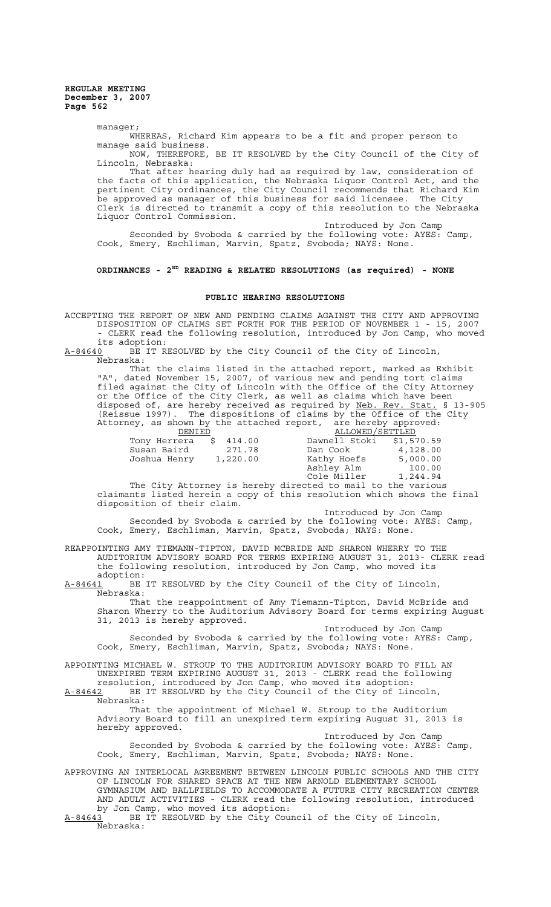manager;

WHEREAS, Richard Kim appears to be a fit and proper person to manage said business.

NOW, THEREFORE, BE IT RESOLVED by the City Council of the City of Lincoln, Nebraska:

That after hearing duly had as required by law, consideration of the facts of this application, the Nebraska Liquor Control Act, and the pertinent City ordinances, the City Council recommends that Richard Kim be approved as manager of this business for said licensee. The City Clerk is directed to transmit a copy of this resolution to the Nebraska Liquor Control Commission.

Introduced by Jon Camp

Seconded by Svoboda & carried by the following vote: AYES: Camp, Cook, Emery, Eschliman, Marvin, Spatz, Svoboda; NAYS: None.

## ORDINANCES - 2ND READING & RELATED RESOLUTIONS (as required) - NONE

## PUBLIC HEARING RESOLUTIONS

ACCEPTING THE REPORT OF NEW AND PENDING CLAIMS AGAINST THE CITY AND APPROVING DISPOSITION OF CLAIMS SET FORTH FOR THE PERIOD OF NOVEMBER 1 - 15, 2007 - CLERK read the following resolution, introduced by Jon Camp, who moved its adoption:

A-84640 BE IT RESOLVED by the City Council of the City of Lincoln, Nebraska:

That the claims listed in the attached report, marked as Exhibit "A", dated November 15, 2007, of various new and pending tort claims filed against the City of Lincoln with the Office of the City Attorney or the Office of the City Clerk, as well as claims which have been disposed of, are hereby received as required by Neb. Rev. Stat. § 13-905 (Reissue 1997). The dispositions of claims by the Office of the City Attorney, as shown by the attached report, are hereby approved:

| DENIED | | ALLOWED/SETTLED | |
|---|---|---|---|
| Tony Herrera | $ 414.00 | Dawnell Stoki | $1,570.59 |
| Susan Baird | 271.78 | Dan Cook | 4,128.00 |
| Joshua Henry | 1,220.00 | Kathy Hoefs | 5,000.00 |
| | | Ashley Alm | 100.00 |
| | | Cole Miller | 1,244.94 |

The City Attorney is hereby directed to mail to the various claimants listed herein a copy of this resolution which shows the final disposition of their claim.

Introduced by Jon Camp

Seconded by Svoboda & carried by the following vote: AYES: Camp, Cook, Emery, Eschliman, Marvin, Spatz, Svoboda; NAYS: None.

REAPPOINTING AMY TIEMANN-TIPTON, DAVID MCBRIDE AND SHARON WHERRY TO THE AUDITORIUM ADVISORY BOARD FOR TERMS EXPIRING AUGUST 31, 2013- CLERK read the following resolution, introduced by Jon Camp, who moved its adoption:

A-84641 BE IT RESOLVED by the City Council of the City of Lincoln, Nebraska:

That the reappointment of Amy Tiemann-Tipton, David McBride and Sharon Wherry to the Auditorium Advisory Board for terms expiring August 31, 2013 is hereby approved.

Introduced by Jon Camp

Seconded by Svoboda & carried by the following vote: AYES: Camp, Cook, Emery, Eschliman, Marvin, Spatz, Svoboda; NAYS: None.

APPOINTING MICHAEL W. STROUP TO THE AUDITORIUM ADVISORY BOARD TO FILL AN UNEXPIRED TERM EXPIRING AUGUST 31, 2013 - CLERK read the following resolution, introduced by Jon Camp, who moved its adoption:

A-84642 BE IT RESOLVED by the City Council of the City of Lincoln, Nebraska:

That the appointment of Michael W. Stroup to the Auditorium Advisory Board to fill an unexpired term expiring August 31, 2013 is hereby approved.

Introduced by Jon Camp

Seconded by Svoboda & carried by the following vote: AYES: Camp, Cook, Emery, Eschliman, Marvin, Spatz, Svoboda; NAYS: None.

APPROVING AN INTERLOCAL AGREEMENT BETWEEN LINCOLN PUBLIC SCHOOLS AND THE CITY OF LINCOLN FOR SHARED SPACE AT THE NEW ARNOLD ELEMENTARY SCHOOL GYMNASIUM AND BALLFIELDS TO ACCOMMODATE A FUTURE CITY RECREATION CENTER AND ADULT ACTIVITIES - CLERK read the following resolution, introduced by Jon Camp, who moved its adoption:

A-84643 BE IT RESOLVED by the City Council of the City of Lincoln, Nebraska: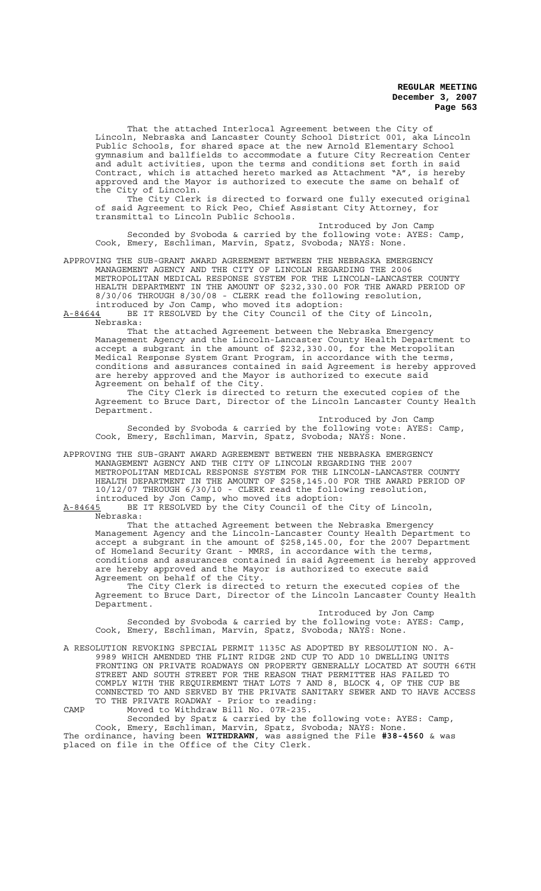That the attached Interlocal Agreement between the City of Lincoln, Nebraska and Lancaster County School District 001, aka Lincoln Public Schools, for shared space at the new Arnold Elementary School gymnasium and ballfields to accommodate a future City Recreation Center and adult activities, upon the terms and conditions set forth in said Contract, which is attached hereto marked as Attachment "A", is hereby approved and the Mayor is authorized to execute the same on behalf of the City of Lincoln.

The City Clerk is directed to forward one fully executed original of said Agreement to Rick Peo, Chief Assistant City Attorney, for transmittal to Lincoln Public Schools.

Introduced by Jon Camp

Seconded by Svoboda & carried by the following vote: AYES: Camp, Cook, Emery, Eschliman, Marvin, Spatz, Svoboda; NAYS: None.

APPROVING THE SUB-GRANT AWARD AGREEMENT BETWEEN THE NEBRASKA EMERGENCY MANAGEMENT AGENCY AND THE CITY OF LINCOLN REGARDING THE 2006 METROPOLITAN MEDICAL RESPONSE SYSTEM FOR THE LINCOLN-LANCASTER COUNTY HEALTH DEPARTMENT IN THE AMOUNT OF $232,330.00 FOR THE AWARD PERIOD OF 8/30/06 THROUGH 8/30/08 - CLERK read the following resolution, introduced by Jon Camp, who moved its adoption:

A-84644 BE IT RESOLVED by the City Council of the City of Lincoln, Nebraska:

That the attached Agreement between the Nebraska Emergency Management Agency and the Lincoln-Lancaster County Health Department to accept a subgrant in the amount of $232,330.00, for the Metropolitan Medical Response System Grant Program, in accordance with the terms, conditions and assurances contained in said Agreement is hereby approved are hereby approved and the Mayor is authorized to execute said Agreement on behalf of the City.

The City Clerk is directed to return the executed copies of the Agreement to Bruce Dart, Director of the Lincoln Lancaster County Health Department.

Introduced by Jon Camp

Seconded by Svoboda & carried by the following vote: AYES: Camp, Cook, Emery, Eschliman, Marvin, Spatz, Svoboda; NAYS: None.

APPROVING THE SUB-GRANT AWARD AGREEMENT BETWEEN THE NEBRASKA EMERGENCY MANAGEMENT AGENCY AND THE CITY OF LINCOLN REGARDING THE 2007 METROPOLITAN MEDICAL RESPONSE SYSTEM FOR THE LINCOLN-LANCASTER COUNTY HEALTH DEPARTMENT IN THE AMOUNT OF $258,145.00 FOR THE AWARD PERIOD OF 10/12/07 THROUGH 6/30/10 - CLERK read the following resolution, introduced by Jon Camp, who moved its adoption:

A-84645 BE IT RESOLVED by the City Council of the City of Lincoln, Nebraska:

That the attached Agreement between the Nebraska Emergency Management Agency and the Lincoln-Lancaster County Health Department to accept a subgrant in the amount of $258,145.00, for the 2007 Department of Homeland Security Grant - MMRS, in accordance with the terms, conditions and assurances contained in said Agreement is hereby approved are hereby approved and the Mayor is authorized to execute said Agreement on behalf of the City.

The City Clerk is directed to return the executed copies of the Agreement to Bruce Dart, Director of the Lincoln Lancaster County Health Department.

Introduced by Jon Camp

Seconded by Svoboda & carried by the following vote: AYES: Camp, Cook, Emery, Eschliman, Marvin, Spatz, Svoboda; NAYS: None.

A RESOLUTION REVOKING SPECIAL PERMIT 1135C AS ADOPTED BY RESOLUTION NO. A-9989 WHICH AMENDED THE FLINT RIDGE 2ND CUP TO ADD 10 DWELLING UNITS FRONTING ON PRIVATE ROADWAYS ON PROPERTY GENERALLY LOCATED AT SOUTH 66TH STREET AND SOUTH STREET FOR THE REASON THAT PERMITTEE HAS FAILED TO COMPLY WITH THE REQUIREMENT THAT LOTS 7 AND 8, BLOCK 4, OF THE CUP BE CONNECTED TO AND SERVED BY THE PRIVATE SANITARY SEWER AND TO HAVE ACCESS TO THE PRIVATE ROADWAY - Prior to reading:

CAMP Moved to Withdraw Bill No. 07R-235.

Seconded by Spatz & carried by the following vote: AYES: Camp, Cook, Emery, Eschliman, Marvin, Spatz, Svoboda; NAYS: None.

The ordinance, having been **WITHDRAWN**, was assigned the File **#38-4560** & was placed on file in the Office of the City Clerk.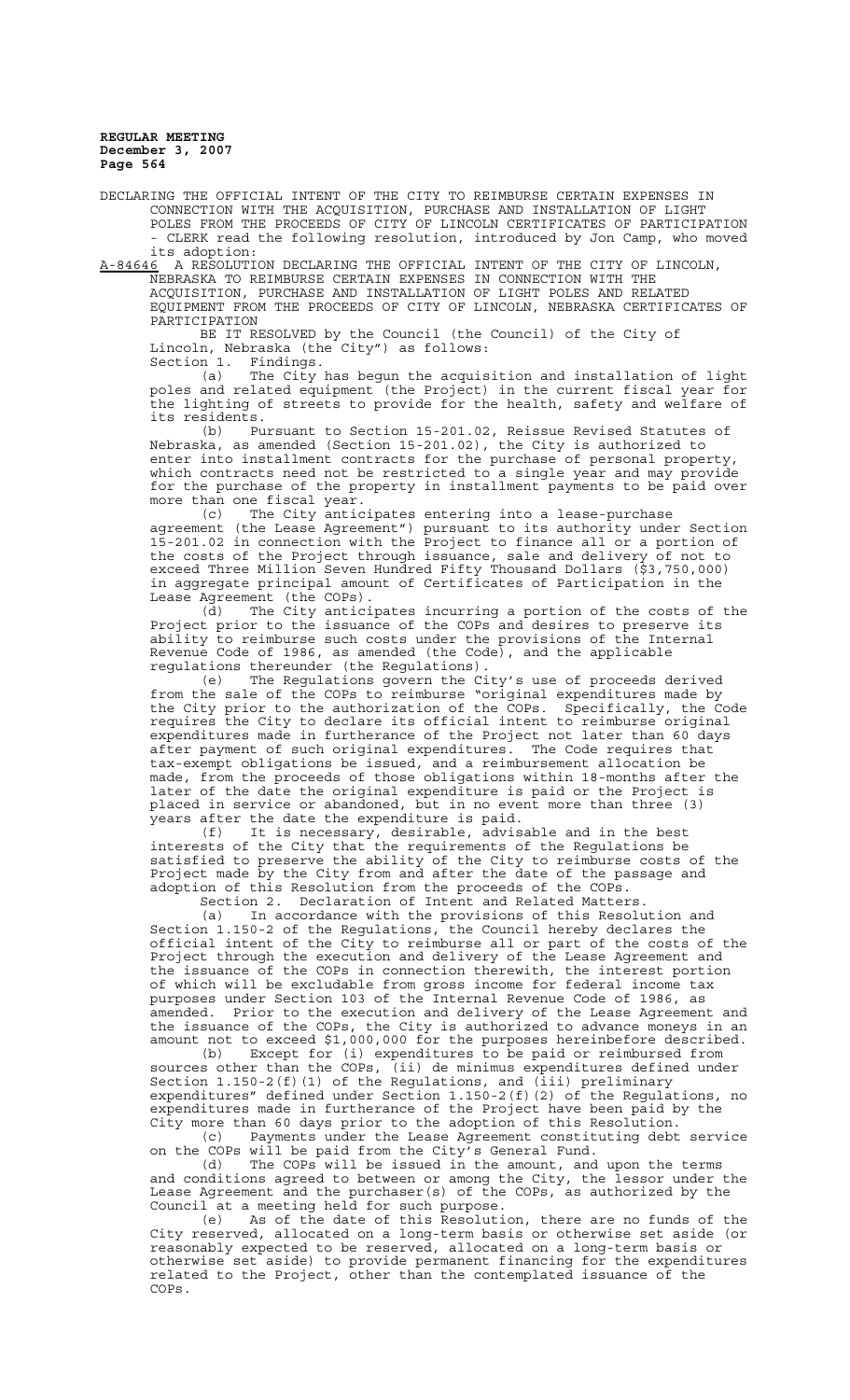DECLARING THE OFFICIAL INTENT OF THE CITY TO REIMBURSE CERTAIN EXPENSES IN CONNECTION WITH THE ACQUISITION, PURCHASE AND INSTALLATION OF LIGHT POLES FROM THE PROCEEDS OF CITY OF LINCOLN CERTIFICATES OF PARTICIPATION - CLERK read the following resolution, introduced by Jon Camp, who moved its adoption:

A-84646 A RESOLUTION DECLARING THE OFFICIAL INTENT OF THE CITY OF LINCOLN, NEBRASKA TO REIMBURSE CERTAIN EXPENSES IN CONNECTION WITH THE ACQUISITION, PURCHASE AND INSTALLATION OF LIGHT POLES AND RELATED EQUIPMENT FROM THE PROCEEDS OF CITY OF LINCOLN, NEBRASKA CERTIFICATES OF PARTICIPATION

BE IT RESOLVED by the Council (the Council) of the City of Lincoln, Nebraska (the City") as follows:

Section 1. Findings.

(a) The City has begun the acquisition and installation of light poles and related equipment (the Project) in the current fiscal year for the lighting of streets to provide for the health, safety and welfare of its residents.

(b) Pursuant to Section 15-201.02, Reissue Revised Statutes of Nebraska, as amended (Section 15-201.02), the City is authorized to enter into installment contracts for the purchase of personal property, which contracts need not be restricted to a single year and may provide for the purchase of the property in installment payments to be paid over more than one fiscal year.

(c) The City anticipates entering into a lease-purchase agreement (the Lease Agreement") pursuant to its authority under Section 15-201.02 in connection with the Project to finance all or a portion of the costs of the Project through issuance, sale and delivery of not to exceed Three Million Seven Hundred Fifty Thousand Dollars ($3,750,000) in aggregate principal amount of Certificates of Participation in the Lease Agreement (the COPs).

(d) The City anticipates incurring a portion of the costs of the Project prior to the issuance of the COPs and desires to preserve its ability to reimburse such costs under the provisions of the Internal Revenue Code of 1986, as amended (the Code), and the applicable regulations thereunder (the Regulations).

(e) The Regulations govern the City's use of proceeds derived from the sale of the COPs to reimburse "original expenditures made by the City prior to the authorization of the COPs. Specifically, the Code requires the City to declare its official intent to reimburse original expenditures made in furtherance of the Project not later than 60 days after payment of such original expenditures. The Code requires that tax-exempt obligations be issued, and a reimbursement allocation be made, from the proceeds of those obligations within 18-months after the later of the date the original expenditure is paid or the Project is placed in service or abandoned, but in no event more than three (3) years after the date the expenditure is paid.

(f) It is necessary, desirable, advisable and in the best interests of the City that the requirements of the Regulations be satisfied to preserve the ability of the City to reimburse costs of the Project made by the City from and after the date of the passage and adoption of this Resolution from the proceeds of the COPs.

Section 2. Declaration of Intent and Related Matters.

(a) In accordance with the provisions of this Resolution and Section 1.150-2 of the Regulations, the Council hereby declares the official intent of the City to reimburse all or part of the costs of the Project through the execution and delivery of the Lease Agreement and the issuance of the COPs in connection therewith, the interest portion of which will be excludable from gross income for federal income tax purposes under Section 103 of the Internal Revenue Code of 1986, as amended. Prior to the execution and delivery of the Lease Agreement and the issuance of the COPs, the City is authorized to advance moneys in an amount not to exceed $1,000,000 for the purposes hereinbefore described.

(b) Except for (i) expenditures to be paid or reimbursed from sources other than the COPs, (ii) de minimus expenditures defined under Section 1.150-2(f)(1) of the Regulations, and (iii) preliminary expenditures" defined under Section 1.150-2(f)(2) of the Regulations, no expenditures made in furtherance of the Project have been paid by the City more than 60 days prior to the adoption of this Resolution.

(c) Payments under the Lease Agreement constituting debt service on the COPs will be paid from the City's General Fund.

(d) The COPs will be issued in the amount, and upon the terms and conditions agreed to between or among the City, the lessor under the Lease Agreement and the purchaser(s) of the COPs, as authorized by the Council at a meeting held for such purpose.

(e) As of the date of this Resolution, there are no funds of the City reserved, allocated on a long-term basis or otherwise set aside (or reasonably expected to be reserved, allocated on a long-term basis or otherwise set aside) to provide permanent financing for the expenditures related to the Project, other than the contemplated issuance of the COPs.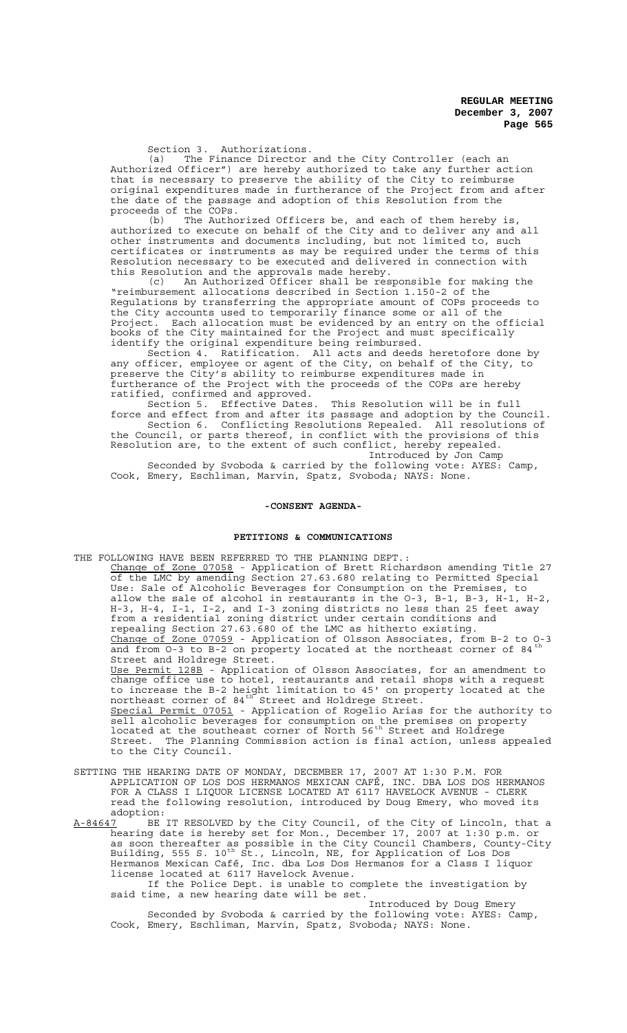Section 3. Authorizations.

(a) The Finance Director and the City Controller (each an Authorized Officer") are hereby authorized to take any further action that is necessary to preserve the ability of the City to reimburse original expenditures made in furtherance of the Project from and after the date of the passage and adoption of this Resolution from the proceeds of the COPs.

(b) The Authorized Officers be, and each of them hereby is, authorized to execute on behalf of the City and to deliver any and all other instruments and documents including, but not limited to, such certificates or instruments as may be required under the terms of this Resolution necessary to be executed and delivered in connection with this Resolution and the approvals made hereby.

(c) An Authorized Officer shall be responsible for making the "reimbursement allocations described in Section 1.150-2 of the Regulations by transferring the appropriate amount of COPs proceeds to the City accounts used to temporarily finance some or all of the Project. Each allocation must be evidenced by an entry on the official books of the City maintained for the Project and must specifically identify the original expenditure being reimbursed.

Section 4. Ratification. All acts and deeds heretofore done by any officer, employee or agent of the City, on behalf of the City, to preserve the City's ability to reimburse expenditures made in furtherance of the Project with the proceeds of the COPs are hereby ratified, confirmed and approved.

Section 5. Effective Dates. This Resolution will be in full force and effect from and after its passage and adoption by the Council.

Section 6. Conflicting Resolutions Repealed. All resolutions of the Council, or parts thereof, in conflict with the provisions of this Resolution are, to the extent of such conflict, hereby repealed.

Introduced by Jon Camp

Seconded by Svoboda & carried by the following vote: AYES: Camp, Cook, Emery, Eschliman, Marvin, Spatz, Svoboda; NAYS: None.

## -CONSENT AGENDA-

### PETITIONS & COMMUNICATIONS

THE FOLLOWING HAVE BEEN REFERRED TO THE PLANNING DEPT.:

Change of Zone 07058 - Application of Brett Richardson amending Title 27 of the LMC by amending Section 27.63.680 relating to Permitted Special Use: Sale of Alcoholic Beverages for Consumption on the Premises, to allow the sale of alcohol in restaurants in the O-3, B-1, B-3, H-1, H-2, H-3, H-4, I-1, I-2, and I-3 zoning districts no less than 25 feet away from a residential zoning district under certain conditions and repealing Section 27.63.680 of the LMC as hitherto existing.

Change of Zone 07059 - Application of Olsson Associates, from B-2 to O-3 and from O-3 to B-2 on property located at the northeast corner of 84th Street and Holdrege Street.

Use Permit 128B - Application of Olsson Associates, for an amendment to change office use to hotel, restaurants and retail shops with a request to increase the B-2 height limitation to 45' on property located at the northeast corner of 84th Street and Holdrege Street.

Special Permit 07051 - Application of Rogelio Arias for the authority to sell alcoholic beverages for consumption on the premises on property located at the southeast corner of North 56th Street and Holdrege Street. The Planning Commission action is final action, unless appealed to the City Council.

SETTING THE HEARING DATE OF MONDAY, DECEMBER 17, 2007 AT 1:30 P.M. FOR APPLICATION OF LOS DOS HERMANOS MEXICAN CAFÉ, INC. DBA LOS DOS HERMANOS FOR A CLASS I LIQUOR LICENSE LOCATED AT 6117 HAVELOCK AVENUE - CLERK read the following resolution, introduced by Doug Emery, who moved its adoption:

A-84647 BE IT RESOLVED by the City Council, of the City of Lincoln, that a hearing date is hereby set for Mon., December 17, 2007 at 1:30 p.m. or as soon thereafter as possible in the City Council Chambers, County-City Building, 555 S. 10th St., Lincoln, NE, for Application of Los Dos Hermanos Mexican Café, Inc. dba Los Dos Hermanos for a Class I liquor license located at 6117 Havelock Avenue.

If the Police Dept. is unable to complete the investigation by said time, a new hearing date will be set.

Introduced by Doug Emery

Seconded by Svoboda & carried by the following vote: AYES: Camp, Cook, Emery, Eschliman, Marvin, Spatz, Svoboda; NAYS: None.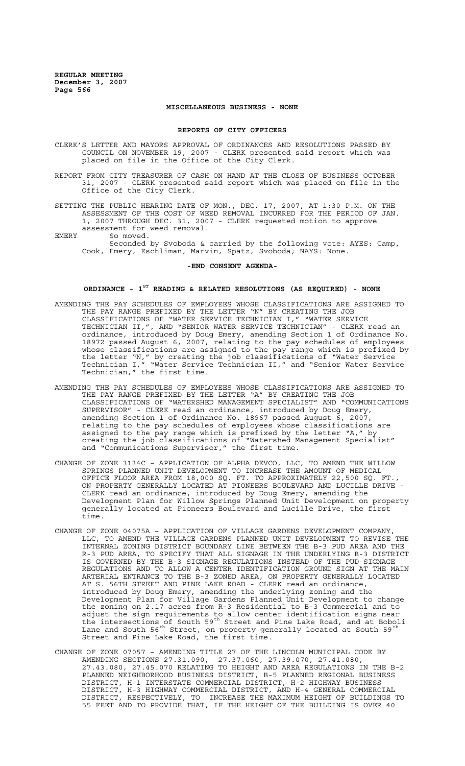## MISCELLANEOUS BUSINESS - NONE

## REPORTS OF CITY OFFICERS

CLERK'S LETTER AND MAYORS APPROVAL OF ORDINANCES AND RESOLUTIONS PASSED BY COUNCIL ON NOVEMBER 19, 2007 - CLERK presented said report which was placed on file in the Office of the City Clerk.

REPORT FROM CITY TREASURER OF CASH ON HAND AT THE CLOSE OF BUSINESS OCTOBER 31, 2007 - CLERK presented said report which was placed on file in the Office of the City Clerk.

SETTING THE PUBLIC HEARING DATE OF MON., DEC. 17, 2007, AT 1:30 P.M. ON THE ASSESSMENT OF THE COST OF WEED REMOVAL INCURRED FOR THE PERIOD OF JAN. 1, 2007 THROUGH DEC. 31, 2007 - CLERK requested motion to approve assessment for weed removal.

EMERY So moved.

Seconded by Svoboda & carried by the following vote: AYES: Camp, Cook, Emery, Eschliman, Marvin, Spatz, Svoboda; NAYS: None.

## -END CONSENT AGENDA-

## ORDINANCE - 1ST READING & RELATED RESOLUTIONS (AS REQUIRED) - NONE

AMENDING THE PAY SCHEDULES OF EMPLOYEES WHOSE CLASSIFICATIONS ARE ASSIGNED TO THE PAY RANGE PREFIXED BY THE LETTER "N" BY CREATING THE JOB CLASSIFICATIONS OF "WATER SERVICE TECHNICIAN I," "WATER SERVICE TECHNICIAN II,", AND "SENIOR WATER SERVICE TECHNICIAN" - CLERK read an ordinance, introduced by Doug Emery, amending Section 1 of Ordinance No. 18972 passed August 6, 2007, relating to the pay schedules of employees whose classifications are assigned to the pay range which is prefixed by the letter "N," by creating the job classifications of "Water Service Technician I," "Water Service Technician II," and "Senior Water Service Technician," the first time.

AMENDING THE PAY SCHEDULES OF EMPLOYEES WHOSE CLASSIFICATIONS ARE ASSIGNED TO THE PAY RANGE PREFIXED BY THE LETTER "A" BY CREATING THE JOB CLASSIFICATIONS OF "WATERSHED MANAGEMENT SPECIALIST" AND "COMMUNICATIONS SUPERVISOR" - CLERK read an ordinance, introduced by Doug Emery, amending Section 1 of Ordinance No. 18967 passed August 6, 2007, relating to the pay schedules of employees whose classifications are assigned to the pay range which is prefixed by the letter "A," by creating the job classifications of "Watershed Management Specialist" and "Communications Supervisor," the first time.

CHANGE OF ZONE 3134C – APPLICATION OF ALPHA DEVCO, LLC, TO AMEND THE WILLOW SPRINGS PLANNED UNIT DEVELOPMENT TO INCREASE THE AMOUNT OF MEDICAL OFFICE FLOOR AREA FROM 18,000 SQ. FT. TO APPROXIMATELY 22,500 SQ. FT., ON PROPERTY GENERALLY LOCATED AT PIONEERS BOULEVARD AND LUCILLE DRIVE - CLERK read an ordinance, introduced by Doug Emery, amending the Development Plan for Willow Springs Planned Unit Development on property generally located at Pioneers Boulevard and Lucille Drive, the first time.

CHANGE OF ZONE 04075A – APPLICATION OF VILLAGE GARDENS DEVELOPMENT COMPANY, LLC, TO AMEND THE VILLAGE GARDENS PLANNED UNIT DEVELOPMENT TO REVISE THE INTERNAL ZONING DISTRICT BOUNDARY LINE BETWEEN THE B-3 PUD AREA AND THE R-3 PUD AREA, TO SPECIFY THAT ALL SIGNAGE IN THE UNDERLYING B-3 DISTRICT IS GOVERNED BY THE B-3 SIGNAGE REGULATIONS INSTEAD OF THE PUD SIGNAGE REGULATIONS AND TO ALLOW A CENTER IDENTIFICATION GROUND SIGN AT THE MAIN ARTERIAL ENTRANCE TO THE B-3 ZONED AREA, ON PROPERTY GENERALLY LOCATED AT S. 56TH STREET AND PINE LAKE ROAD - CLERK read an ordinance, introduced by Doug Emery, amending the underlying zoning and the Development Plan for Village Gardens Planned Unit Development to change the zoning on 2.17 acres from R-3 Residential to B-3 Commercial and to adjust the sign requirements to allow center identification signs near the intersections of South 59th Street and Pine Lake Road, and at Boboli Lane and South 56th Street, on property generally located at South 59th Street and Pine Lake Road, the first time.

CHANGE OF ZONE 07057 – AMENDING TITLE 27 OF THE LINCOLN MUNICIPAL CODE BY AMENDING SECTIONS 27.31.090, 27.37.060, 27.39.070, 27.41.080, 27.43.080, 27.45.070 RELATING TO HEIGHT AND AREA REGULATIONS IN THE B-2 PLANNED NEIGHBORHOOD BUSINESS DISTRICT, B-5 PLANNED REGIONAL BUSINESS DISTRICT, H-1 INTERSTATE COMMERCIAL DISTRICT, H-2 HIGHWAY BUSINESS DISTRICT, H-3 HIGHWAY COMMERCIAL DISTRICT, AND H-4 GENERAL COMMERCIAL DISTRICT, RESPECTIVELY, TO INCREASE THE MAXIMUM HEIGHT OF BUILDINGS TO 55 FEET AND TO PROVIDE THAT, IF THE HEIGHT OF THE BUILDING IS OVER 40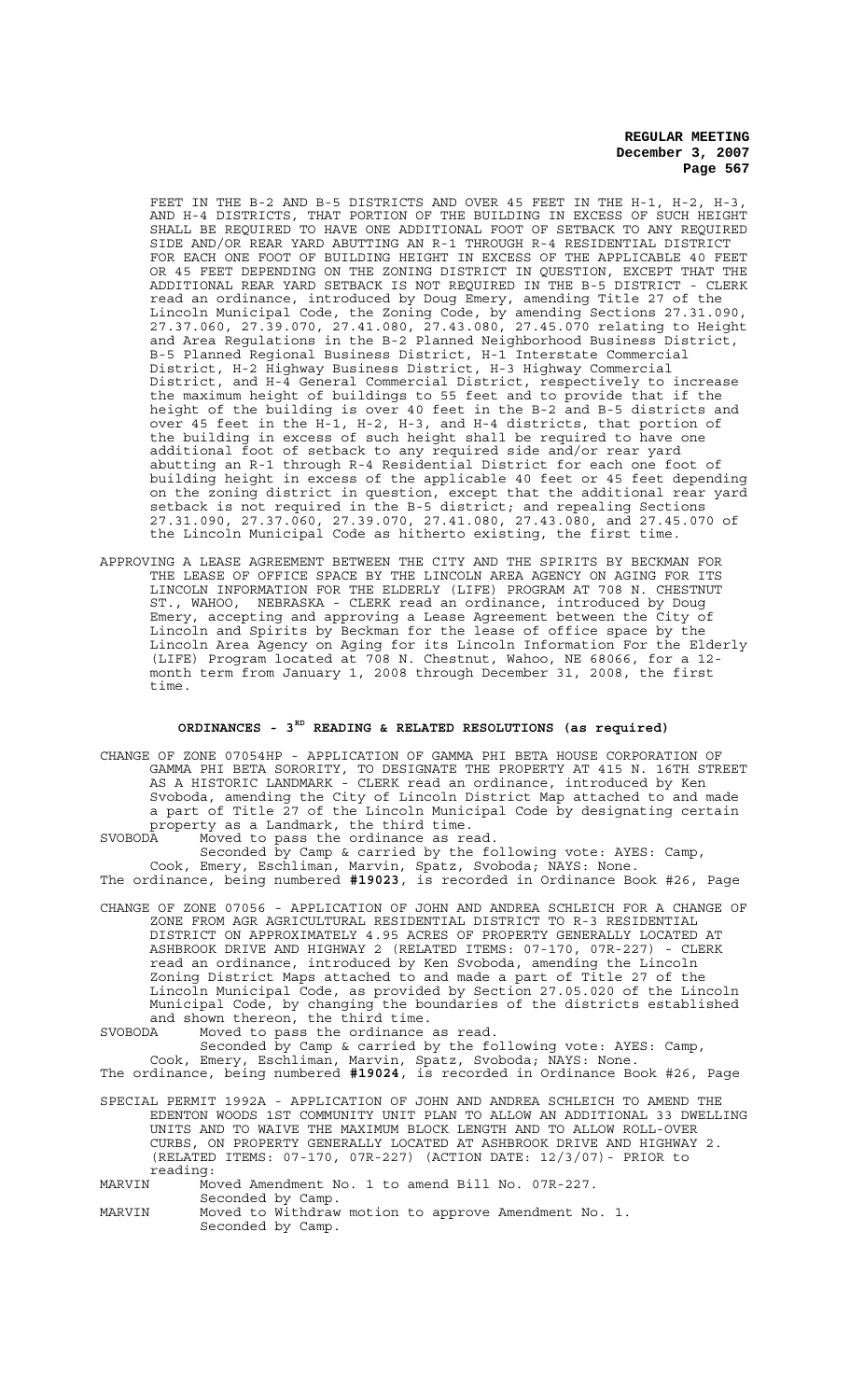FEET IN THE B-2 AND B-5 DISTRICTS AND OVER 45 FEET IN THE H-1, H-2, H-3, AND H-4 DISTRICTS, THAT PORTION OF THE BUILDING IN EXCESS OF SUCH HEIGHT SHALL BE REQUIRED TO HAVE ONE ADDITIONAL FOOT OF SETBACK TO ANY REQUIRED SIDE AND/OR REAR YARD ABUTTING AN R-1 THROUGH R-4 RESIDENTIAL DISTRICT FOR EACH ONE FOOT OF BUILDING HEIGHT IN EXCESS OF THE APPLICABLE 40 FEET OR 45 FEET DEPENDING ON THE ZONING DISTRICT IN QUESTION, EXCEPT THAT THE ADDITIONAL REAR YARD SETBACK IS NOT REQUIRED IN THE B-5 DISTRICT - CLERK read an ordinance, introduced by Doug Emery, amending Title 27 of the Lincoln Municipal Code, the Zoning Code, by amending Sections 27.31.090, 27.37.060, 27.39.070, 27.41.080, 27.43.080, 27.45.070 relating to Height and Area Regulations in the B-2 Planned Neighborhood Business District, B-5 Planned Regional Business District, H-1 Interstate Commercial District, H-2 Highway Business District, H-3 Highway Commercial District, and H-4 General Commercial District, respectively to increase the maximum height of buildings to 55 feet and to provide that if the height of the building is over 40 feet in the B-2 and B-5 districts and over 45 feet in the H-1, H-2, H-3, and H-4 districts, that portion of the building in excess of such height shall be required to have one additional foot of setback to any required side and/or rear yard abutting an R-1 through R-4 Residential District for each one foot of building height in excess of the applicable 40 feet or 45 feet depending on the zoning district in question, except that the additional rear yard setback is not required in the B-5 district; and repealing Sections 27.31.090, 27.37.060, 27.39.070, 27.41.080, 27.43.080, and 27.45.070 of the Lincoln Municipal Code as hitherto existing, the first time.

APPROVING A LEASE AGREEMENT BETWEEN THE CITY AND THE SPIRITS BY BECKMAN FOR THE LEASE OF OFFICE SPACE BY THE LINCOLN AREA AGENCY ON AGING FOR ITS LINCOLN INFORMATION FOR THE ELDERLY (LIFE) PROGRAM AT 708 N. CHESTNUT ST., WAHOO, NEBRASKA - CLERK read an ordinance, introduced by Doug Emery, accepting and approving a Lease Agreement between the City of Lincoln and Spirits by Beckman for the lease of office space by the Lincoln Area Agency on Aging for its Lincoln Information For the Elderly (LIFE) Program located at 708 N. Chestnut, Wahoo, NE 68066, for a 12-month term from January 1, 2008 through December 31, 2008, the first time.

## ORDINANCES - 3RD READING & RELATED RESOLUTIONS (as required)

CHANGE OF ZONE 07054HP - APPLICATION OF GAMMA PHI BETA HOUSE CORPORATION OF GAMMA PHI BETA SORORITY, TO DESIGNATE THE PROPERTY AT 415 N. 16TH STREET AS A HISTORIC LANDMARK - CLERK read an ordinance, introduced by Ken Svoboda, amending the City of Lincoln District Map attached to and made a part of Title 27 of the Lincoln Municipal Code by designating certain property as a Landmark, the third time.

SVOBODA Moved to pass the ordinance as read.

Seconded by Camp & carried by the following vote: AYES: Camp, Cook, Emery, Eschliman, Marvin, Spatz, Svoboda; NAYS: None.

The ordinance, being numbered **#19023**, is recorded in Ordinance Book #26, Page

CHANGE OF ZONE 07056 - APPLICATION OF JOHN AND ANDREA SCHLEICH FOR A CHANGE OF ZONE FROM AGR AGRICULTURAL RESIDENTIAL DISTRICT TO R-3 RESIDENTIAL DISTRICT ON APPROXIMATELY 4.95 ACRES OF PROPERTY GENERALLY LOCATED AT ASHBROOK DRIVE AND HIGHWAY 2 (RELATED ITEMS: 07-170, 07R-227) - CLERK read an ordinance, introduced by Ken Svoboda, amending the Lincoln Zoning District Maps attached to and made a part of Title 27 of the Lincoln Municipal Code, as provided by Section 27.05.020 of the Lincoln Municipal Code, by changing the boundaries of the districts established and shown thereon, the third time.

SVOBODA Moved to pass the ordinance as read.

Seconded by Camp & carried by the following vote: AYES: Camp, Cook, Emery, Eschliman, Marvin, Spatz, Svoboda; NAYS: None.

The ordinance, being numbered **#19024**, is recorded in Ordinance Book #26, Page

SPECIAL PERMIT 1992A - APPLICATION OF JOHN AND ANDREA SCHLEICH TO AMEND THE EDENTON WOODS 1ST COMMUNITY UNIT PLAN TO ALLOW AN ADDITIONAL 33 DWELLING UNITS AND TO WAIVE THE MAXIMUM BLOCK LENGTH AND TO ALLOW ROLL-OVER CURBS, ON PROPERTY GENERALLY LOCATED AT ASHBROOK DRIVE AND HIGHWAY 2. (RELATED ITEMS: 07-170, 07R-227) (ACTION DATE: 12/3/07)- PRIOR to reading:

MARVIN Moved Amendment No. 1 to amend Bill No. 07R-227.

Seconded by Camp.

MARVIN Moved to Withdraw motion to approve Amendment No. 1.

Seconded by Camp.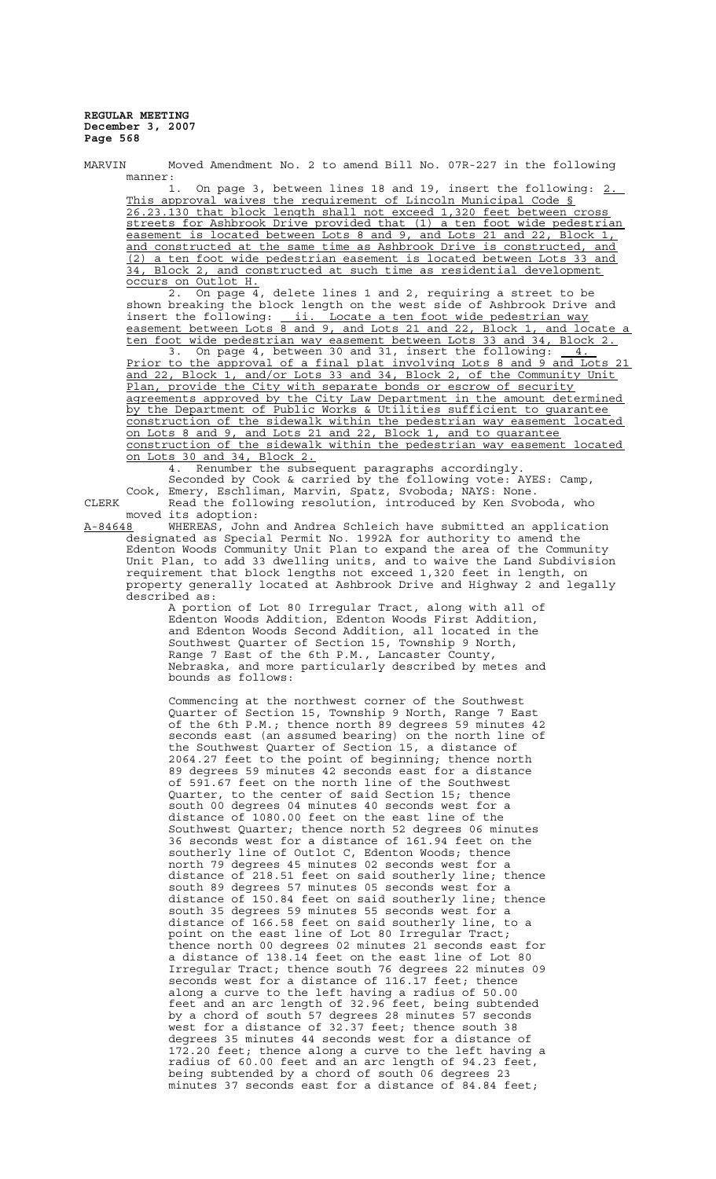MARVIN Moved Amendment No. 2 to amend Bill No. 07R-227 in the following manner:

1. On page 3, between lines 18 and 19, insert the following: <u>2. This approval waives the requirement of Lincoln Municipal Code § 26.23.130 that block length shall not exceed 1,320 feet between cross streets for Ashbrook Drive provided that (1) a ten foot wide pedestrian easement is located between Lots 8 and 9, and Lots 21 and 22, Block 1, and constructed at the same time as Ashbrook Drive is constructed, and (2) a ten foot wide pedestrian easement is located between Lots 33 and 34, Block 2, and constructed at such time as residential development occurs on Outlot H.</u>

2. On page 4, delete lines 1 and 2, requiring a street to be shown breaking the block length on the west side of Ashbrook Drive and insert the following: <u>ii. Locate a ten foot wide pedestrian way easement between Lots 8 and 9, and Lots 21 and 22, Block 1, and locate a ten foot wide pedestrian way easement between Lots 33 and 34, Block 2.</u>

3. On page 4, between 30 and 31, insert the following: <u>4. Prior to the approval of a final plat involving Lots 8 and 9 and Lots 21 and 22, Block 1, and/or Lots 33 and 34, Block 2, of the Community Unit Plan, provide the City with separate bonds or escrow of security agreements approved by the City Law Department in the amount determined by the Department of Public Works & Utilities sufficient to guarantee construction of the sidewalk within the pedestrian way easement located on Lots 8 and 9, and Lots 21 and 22, Block 1, and to guarantee construction of the sidewalk within the pedestrian way easement located on Lots 30 and 34, Block 2.</u>

4. Renumber the subsequent paragraphs accordingly.

Seconded by Cook & carried by the following vote: AYES: Camp, Cook, Emery, Eschliman, Marvin, Spatz, Svoboda; NAYS: None.

CLERK Read the following resolution, introduced by Ken Svoboda, who moved its adoption:

<u>A-84648</u> WHEREAS, John and Andrea Schleich have submitted an application designated as Special Permit No. 1992A for authority to amend the Edenton Woods Community Unit Plan to expand the area of the Community Unit Plan, to add 33 dwelling units, and to waive the Land Subdivision requirement that block lengths not exceed 1,320 feet in length, on property generally located at Ashbrook Drive and Highway 2 and legally described as:

A portion of Lot 80 Irregular Tract, along with all of Edenton Woods Addition, Edenton Woods First Addition, and Edenton Woods Second Addition, all located in the Southwest Quarter of Section 15, Township 9 North, Range 7 East of the 6th P.M., Lancaster County, Nebraska, and more particularly described by metes and bounds as follows:

Commencing at the northwest corner of the Southwest Quarter of Section 15, Township 9 North, Range 7 East of the 6th P.M.; thence north 89 degrees 59 minutes 42 seconds east (an assumed bearing) on the north line of the Southwest Quarter of Section 15, a distance of 2064.27 feet to the point of beginning; thence north 89 degrees 59 minutes 42 seconds east for a distance of 591.67 feet on the north line of the Southwest Quarter, to the center of said Section 15; thence south 00 degrees 04 minutes 40 seconds west for a distance of 1080.00 feet on the east line of the Southwest Quarter; thence north 52 degrees 06 minutes 36 seconds west for a distance of 161.94 feet on the southerly line of Outlot C, Edenton Woods; thence north 79 degrees 45 minutes 02 seconds west for a distance of 218.51 feet on said southerly line; thence south 89 degrees 57 minutes 05 seconds west for a distance of 150.84 feet on said southerly line; thence south 35 degrees 59 minutes 55 seconds west for a distance of 166.58 feet on said southerly line, to a point on the east line of Lot 80 Irregular Tract; thence north 00 degrees 02 minutes 21 seconds east for a distance of 138.14 feet on the east line of Lot 80 Irregular Tract; thence south 76 degrees 22 minutes 09 seconds west for a distance of 116.17 feet; thence along a curve to the left having a radius of 50.00 feet and an arc length of 32.96 feet, being subtended by a chord of south 57 degrees 28 minutes 57 seconds west for a distance of 32.37 feet; thence south 38 degrees 35 minutes 44 seconds west for a distance of 172.20 feet; thence along a curve to the left having a radius of 60.00 feet and an arc length of 94.23 feet, being subtended by a chord of south 06 degrees 23 minutes 37 seconds east for a distance of 84.84 feet;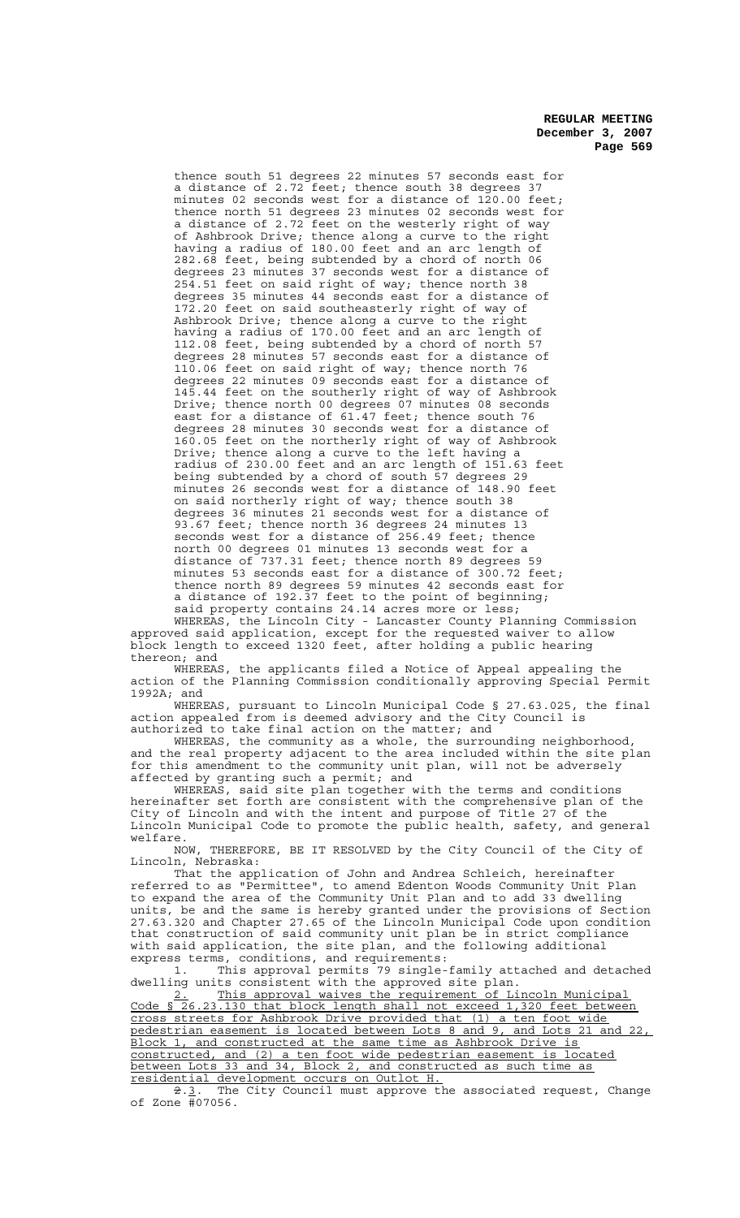thence south 51 degrees 22 minutes 57 seconds east for a distance of 2.72 feet; thence south 38 degrees 37 minutes 02 seconds west for a distance of 120.00 feet; thence north 51 degrees 23 minutes 02 seconds west for a distance of 2.72 feet on the westerly right of way of Ashbrook Drive; thence along a curve to the right having a radius of 180.00 feet and an arc length of 282.68 feet, being subtended by a chord of north 06 degrees 23 minutes 37 seconds west for a distance of 254.51 feet on said right of way; thence north 38 degrees 35 minutes 44 seconds east for a distance of 172.20 feet on said southeasterly right of way of Ashbrook Drive; thence along a curve to the right having a radius of 170.00 feet and an arc length of 112.08 feet, being subtended by a chord of north 57 degrees 28 minutes 57 seconds east for a distance of 110.06 feet on said right of way; thence north 76 degrees 22 minutes 09 seconds east for a distance of 145.44 feet on the southerly right of way of Ashbrook Drive; thence north 00 degrees 07 minutes 08 seconds east for a distance of 61.47 feet; thence south 76 degrees 28 minutes 30 seconds west for a distance of 160.05 feet on the northerly right of way of Ashbrook Drive; thence along a curve to the left having a radius of 230.00 feet and an arc length of 151.63 feet being subtended by a chord of south 57 degrees 29 minutes 26 seconds west for a distance of 148.90 feet on said northerly right of way; thence south 38 degrees 36 minutes 21 seconds west for a distance of 93.67 feet; thence north 36 degrees 24 minutes 13 seconds west for a distance of 256.49 feet; thence north 00 degrees 01 minutes 13 seconds west for a distance of 737.31 feet; thence north 89 degrees 59 minutes 53 seconds east for a distance of 300.72 feet; thence north 89 degrees 59 minutes 42 seconds east for a distance of 192.37 feet to the point of beginning; said property contains 24.14 acres more or less;

WHEREAS, the Lincoln City - Lancaster County Planning Commission approved said application, except for the requested waiver to allow block length to exceed 1320 feet, after holding a public hearing thereon; and

WHEREAS, the applicants filed a Notice of Appeal appealing the action of the Planning Commission conditionally approving Special Permit 1992A; and

WHEREAS, pursuant to Lincoln Municipal Code § 27.63.025, the final action appealed from is deemed advisory and the City Council is authorized to take final action on the matter; and

WHEREAS, the community as a whole, the surrounding neighborhood, and the real property adjacent to the area included within the site plan for this amendment to the community unit plan, will not be adversely affected by granting such a permit; and

WHEREAS, said site plan together with the terms and conditions hereinafter set forth are consistent with the comprehensive plan of the City of Lincoln and with the intent and purpose of Title 27 of the Lincoln Municipal Code to promote the public health, safety, and general welfare.

NOW, THEREFORE, BE IT RESOLVED by the City Council of the City of Lincoln, Nebraska:

That the application of John and Andrea Schleich, hereinafter referred to as "Permittee", to amend Edenton Woods Community Unit Plan to expand the area of the Community Unit Plan and to add 33 dwelling units, be and the same is hereby granted under the provisions of Section 27.63.320 and Chapter 27.65 of the Lincoln Municipal Code upon condition that construction of said community unit plan be in strict compliance with said application, the site plan, and the following additional express terms, conditions, and requirements:

1. This approval permits 79 single-family attached and detached dwelling units consistent with the approved site plan.

<u>2. This approval waives the requirement of Lincoln Municipal Code § 26.23.130 that block length shall not exceed 1,320 feet between cross streets for Ashbrook Drive provided that (1) a ten foot wide pedestrian easement is located between Lots 8 and 9, and Lots 21 and 22, Block 1, and constructed at the same time as Ashbrook Drive is constructed, and (2) a ten foot wide pedestrian easement is located between Lots 33 and 34, Block 2, and constructed as such time as residential development occurs on Outlot H.</u>

~~2~~.<u>3</u>. The City Council must approve the associated request, Change of Zone #07056.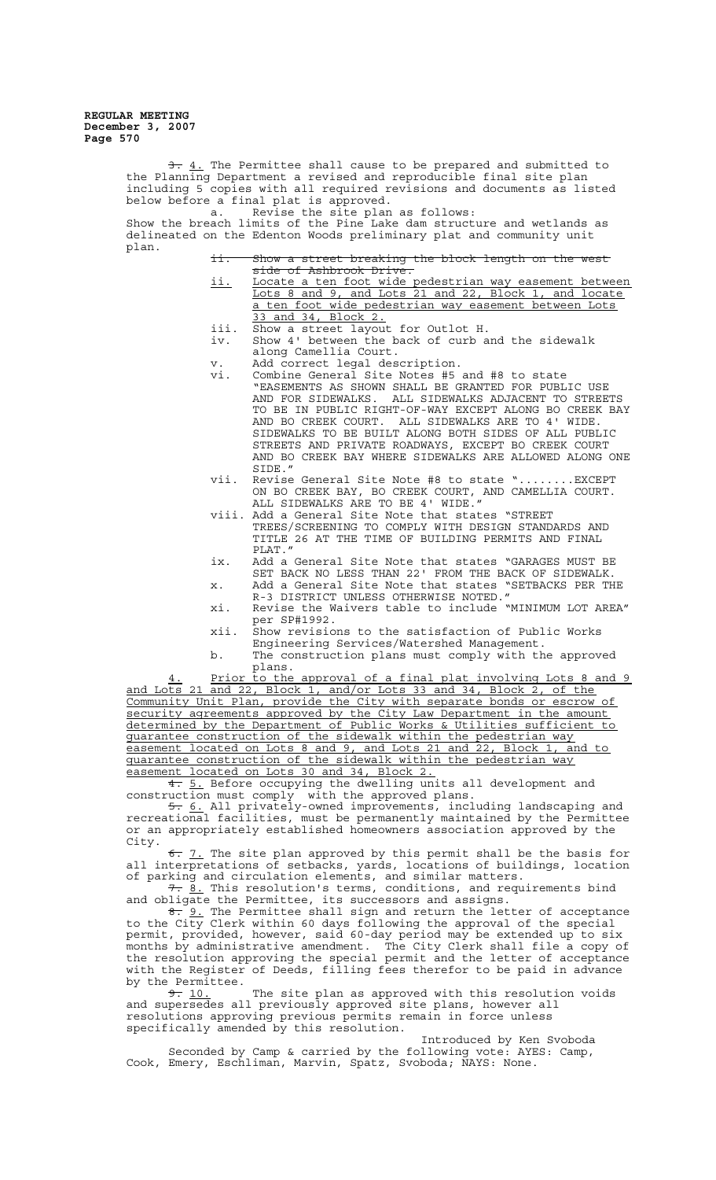~~3.~~ 4. The Permittee shall cause to be prepared and submitted to the Planning Department a revised and reproducible final site plan including 5 copies with all required revisions and documents as listed below before a final plat is approved.

a. Revise the site plan as follows:

Show the breach limits of the Pine Lake dam structure and wetlands as delineated on the Edenton Woods preliminary plat and community unit plan.

~~ii. Show a street breaking the block length on the west side of Ashbrook Drive.~~

ii. Locate a ten foot wide pedestrian way easement between Lots 8 and 9, and Lots 21 and 22, Block 1, and locate a ten foot wide pedestrian way easement between Lots 33 and 34, Block 2.

iii. Show a street layout for Outlot H.

iv. Show 4' between the back of curb and the sidewalk along Camellia Court.

v. Add correct legal description.

vi. Combine General Site Notes #5 and #8 to state "EASEMENTS AS SHOWN SHALL BE GRANTED FOR PUBLIC USE AND FOR SIDEWALKS. ALL SIDEWALKS ADJACENT TO STREETS TO BE IN PUBLIC RIGHT-OF-WAY EXCEPT ALONG BO CREEK BAY AND BO CREEK COURT. ALL SIDEWALKS ARE TO 4' WIDE. SIDEWALKS TO BE BUILT ALONG BOTH SIDES OF ALL PUBLIC STREETS AND PRIVATE ROADWAYS, EXCEPT BO CREEK COURT AND BO CREEK BAY WHERE SIDEWALKS ARE ALLOWED ALONG ONE SIDE."

vii. Revise General Site Note #8 to state "........EXCEPT ON BO CREEK BAY, BO CREEK COURT, AND CAMELLIA COURT. ALL SIDEWALKS ARE TO BE 4' WIDE."

viii. Add a General Site Note that states "STREET TREES/SCREENING TO COMPLY WITH DESIGN STANDARDS AND TITLE 26 AT THE TIME OF BUILDING PERMITS AND FINAL PLAT."

ix. Add a General Site Note that states "GARAGES MUST BE SET BACK NO LESS THAN 22' FROM THE BACK OF SIDEWALK.

x. Add a General Site Note that states "SETBACKS PER THE R-3 DISTRICT UNLESS OTHERWISE NOTED."

xi. Revise the Waivers table to include "MINIMUM LOT AREA" per SP#1992.

xii. Show revisions to the satisfaction of Public Works Engineering Services/Watershed Management.

b. The construction plans must comply with the approved plans.

4. Prior to the approval of a final plat involving Lots 8 and 9 and Lots 21 and 22, Block 1, and/or Lots 33 and 34, Block 2, of the Community Unit Plan, provide the City with separate bonds or escrow of security agreements approved by the City Law Department in the amount determined by the Department of Public Works & Utilities sufficient to guarantee construction of the sidewalk within the pedestrian way easement located on Lots 8 and 9, and Lots 21 and 22, Block 1, and to guarantee construction of the sidewalk within the pedestrian way easement located on Lots 30 and 34, Block 2.

~~4.~~ 5. Before occupying the dwelling units all development and construction must comply with the approved plans.

~~5.~~ 6. All privately-owned improvements, including landscaping and recreational facilities, must be permanently maintained by the Permittee or an appropriately established homeowners association approved by the City.

~~6.~~ 7. The site plan approved by this permit shall be the basis for all interpretations of setbacks, yards, locations of buildings, location of parking and circulation elements, and similar matters.

~~7.~~ 8. This resolution's terms, conditions, and requirements bind and obligate the Permittee, its successors and assigns.

~~8.~~ 9. The Permittee shall sign and return the letter of acceptance to the City Clerk within 60 days following the approval of the special permit, provided, however, said 60-day period may be extended up to six months by administrative amendment. The City Clerk shall file a copy of the resolution approving the special permit and the letter of acceptance with the Register of Deeds, filling fees therefor to be paid in advance by the Permittee.

~~9.~~ 10. The site plan as approved with this resolution voids and supersedes all previously approved site plans, however all resolutions approving previous permits remain in force unless specifically amended by this resolution.

Introduced by Ken Svoboda

Seconded by Camp & carried by the following vote: AYES: Camp, Cook, Emery, Eschliman, Marvin, Spatz, Svoboda; NAYS: None.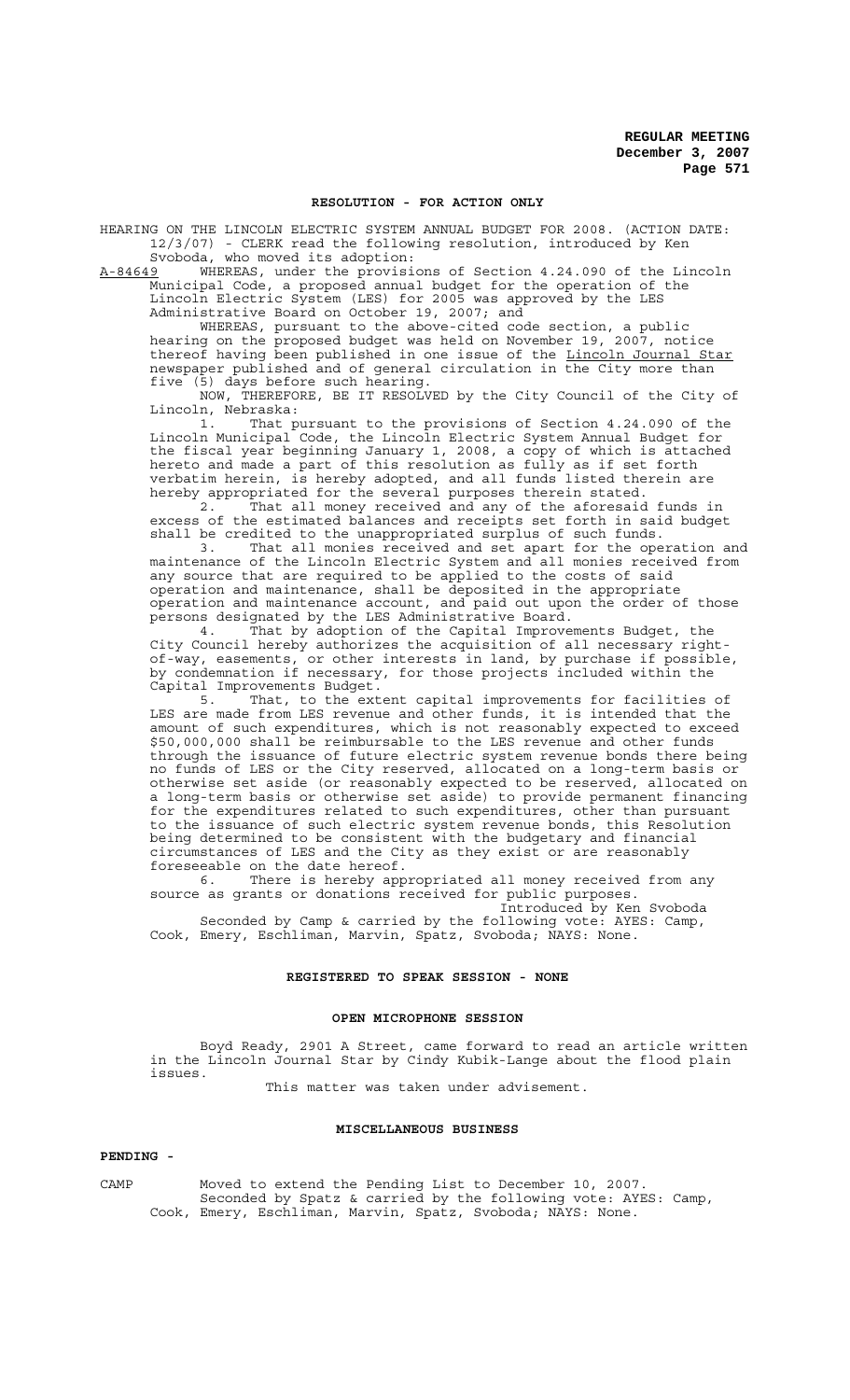## RESOLUTION - FOR ACTION ONLY

HEARING ON THE LINCOLN ELECTRIC SYSTEM ANNUAL BUDGET FOR 2008. (ACTION DATE: 12/3/07) - CLERK read the following resolution, introduced by Ken Svoboda, who moved its adoption:

A-84649 WHEREAS, under the provisions of Section 4.24.090 of the Lincoln Municipal Code, a proposed annual budget for the operation of the Lincoln Electric System (LES) for 2005 was approved by the LES Administrative Board on October 19, 2007; and

WHEREAS, pursuant to the above-cited code section, a public hearing on the proposed budget was held on November 19, 2007, notice thereof having been published in one issue of the Lincoln Journal Star newspaper published and of general circulation in the City more than five (5) days before such hearing.

NOW, THEREFORE, BE IT RESOLVED by the City Council of the City of Lincoln, Nebraska:

1. That pursuant to the provisions of Section 4.24.090 of the Lincoln Municipal Code, the Lincoln Electric System Annual Budget for the fiscal year beginning January 1, 2008, a copy of which is attached hereto and made a part of this resolution as fully as if set forth verbatim herein, is hereby adopted, and all funds listed therein are hereby appropriated for the several purposes therein stated.

2. That all money received and any of the aforesaid funds in excess of the estimated balances and receipts set forth in said budget shall be credited to the unappropriated surplus of such funds.

3. That all monies received and set apart for the operation and maintenance of the Lincoln Electric System and all monies received from any source that are required to be applied to the costs of said operation and maintenance, shall be deposited in the appropriate operation and maintenance account, and paid out upon the order of those persons designated by the LES Administrative Board.

4. That by adoption of the Capital Improvements Budget, the City Council hereby authorizes the acquisition of all necessary right-of-way, easements, or other interests in land, by purchase if possible, by condemnation if necessary, for those projects included within the Capital Improvements Budget.

5. That, to the extent capital improvements for facilities of LES are made from LES revenue and other funds, it is intended that the amount of such expenditures, which is not reasonably expected to exceed $50,000,000 shall be reimbursable to the LES revenue and other funds through the issuance of future electric system revenue bonds there being no funds of LES or the City reserved, allocated on a long-term basis or otherwise set aside (or reasonably expected to be reserved, allocated on a long-term basis or otherwise set aside) to provide permanent financing for the expenditures related to such expenditures, other than pursuant to the issuance of such electric system revenue bonds, this Resolution being determined to be consistent with the budgetary and financial circumstances of LES and the City as they exist or are reasonably foreseeable on the date hereof.

6. There is hereby appropriated all money received from any source as grants or donations received for public purposes.

Introduced by Ken Svoboda

Seconded by Camp & carried by the following vote: AYES: Camp, Cook, Emery, Eschliman, Marvin, Spatz, Svoboda; NAYS: None.

## REGISTERED TO SPEAK SESSION - NONE

## OPEN MICROPHONE SESSION

Boyd Ready, 2901 A Street, came forward to read an article written in the Lincoln Journal Star by Cindy Kubik-Lange about the flood plain issues.

This matter was taken under advisement.

## MISCELLANEOUS BUSINESS

**PENDING -**

CAMP Moved to extend the Pending List to December 10, 2007.

Seconded by Spatz & carried by the following vote: AYES: Camp, Cook, Emery, Eschliman, Marvin, Spatz, Svoboda; NAYS: None.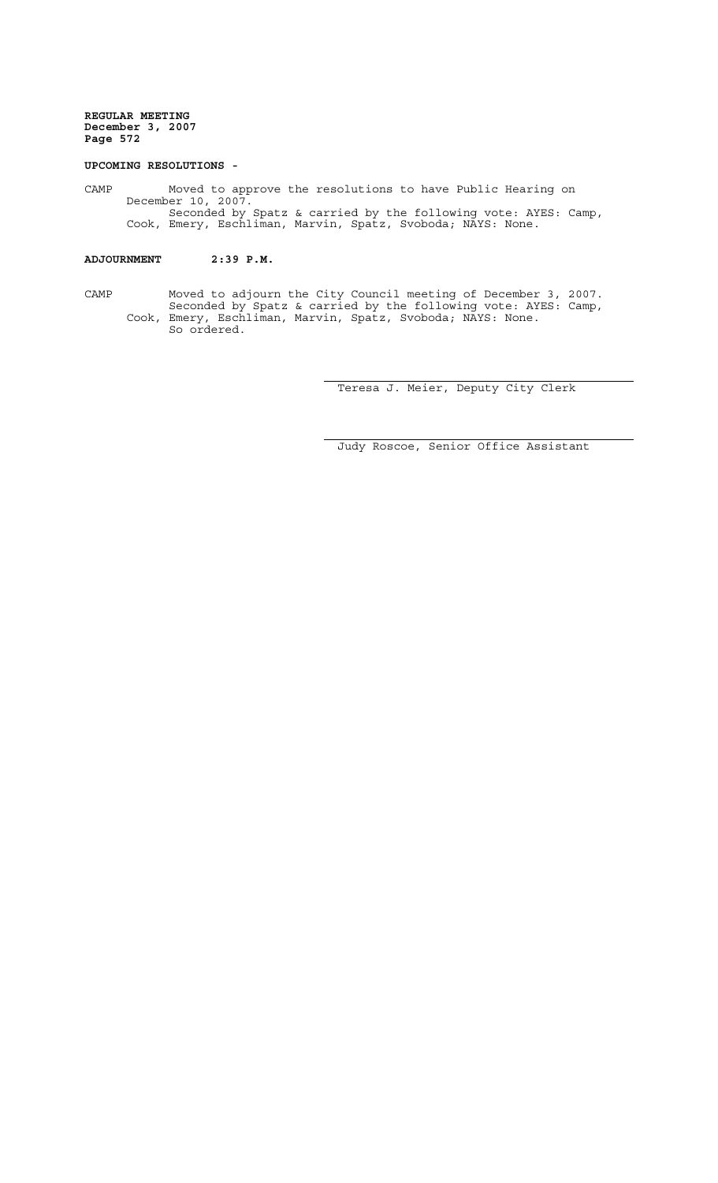**UPCOMING RESOLUTIONS -**

CAMP Moved to approve the resolutions to have Public Hearing on December 10, 2007.
Seconded by Spatz & carried by the following vote: AYES: Camp, Cook, Emery, Eschliman, Marvin, Spatz, Svoboda; NAYS: None.

**ADJOURNMENT 2:39 P.M.**

CAMP Moved to adjourn the City Council meeting of December 3, 2007.
Seconded by Spatz & carried by the following vote: AYES: Camp, Cook, Emery, Eschliman, Marvin, Spatz, Svoboda; NAYS: None.
So ordered.

Teresa J. Meier, Deputy City Clerk

Judy Roscoe, Senior Office Assistant